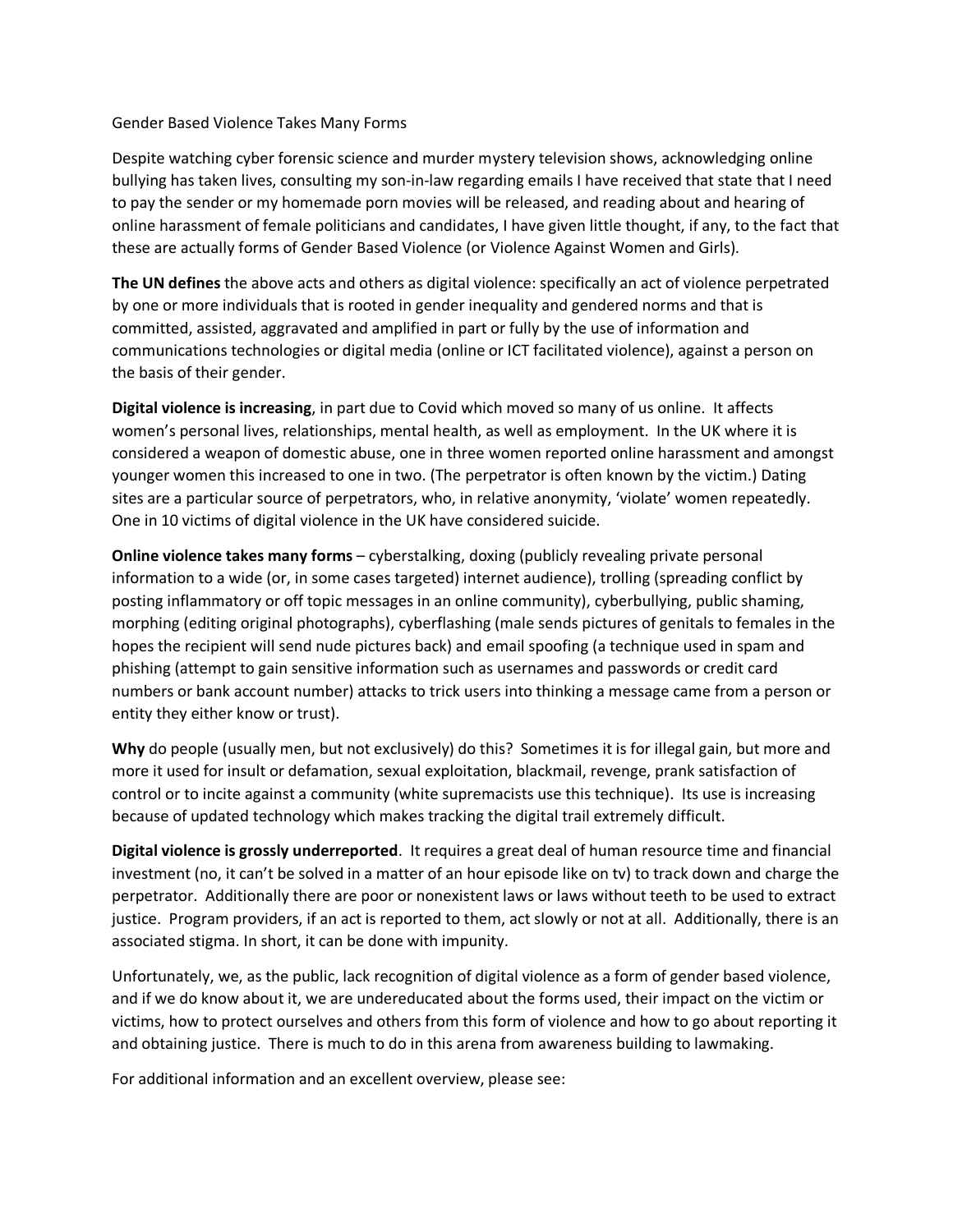# Gender Based Violence Takes Many Forms

Despite watching cyber forensic science and murder mystery television shows, acknowledging online bullying has taken lives, consulting my son-in-law regarding emails I have received that state that I need to pay the sender or my homemade porn movies will be released, and reading about and hearing of online harassment of female politicians and candidates, I have given little thought, if any, to the fact that these are actually forms of Gender Based Violence (or Violence Against Women and Girls).

**The UN defines** the above acts and others as digital violence: specifically an act of violence perpetrated by one or more individuals that is rooted in gender inequality and gendered norms and that is committed, assisted, aggravated and amplified in part or fully by the use of information and communications technologies or digital media (online or ICT facilitated violence), against a person on the basis of their gender.

**Digital violence is increasing**, in part due to Covid which moved so many of us online. It affects women's personal lives, relationships, mental health, as well as employment. In the UK where it is considered a weapon of domestic abuse, one in three women reported online harassment and amongst younger women this increased to one in two. (The perpetrator is often known by the victim.) Dating sites are a particular source of perpetrators, who, in relative anonymity, 'violate' women repeatedly. One in 10 victims of digital violence in the UK have considered suicide.

**Online violence takes many forms** – cyberstalking, doxing (publicly revealing private personal information to a wide (or, in some cases targeted) internet audience), trolling (spreading conflict by posting inflammatory or off topic messages in an online community), cyberbullying, public shaming, morphing (editing original photographs), cyberflashing (male sends pictures of genitals to females in the hopes the recipient will send nude pictures back) and email spoofing (a technique used in spam and phishing (attempt to gain sensitive information such as usernames and passwords or credit card numbers or bank account number) attacks to trick users into thinking a message came from a person or entity they either know or trust).

**Why** do people (usually men, but not exclusively) do this? Sometimes it is for illegal gain, but more and more it used for insult or defamation, sexual exploitation, blackmail, revenge, prank satisfaction of control or to incite against a community (white supremacists use this technique). Its use is increasing because of updated technology which makes tracking the digital trail extremely difficult.

**Digital violence is grossly underreported**. It requires a great deal of human resource time and financial investment (no, it can't be solved in a matter of an hour episode like on tv) to track down and charge the perpetrator. Additionally there are poor or nonexistent laws or laws without teeth to be used to extract justice. Program providers, if an act is reported to them, act slowly or not at all. Additionally, there is an associated stigma. In short, it can be done with impunity.

Unfortunately, we, as the public, lack recognition of digital violence as a form of gender based violence, and if we do know about it, we are undereducated about the forms used, their impact on the victim or victims, how to protect ourselves and others from this form of violence and how to go about reporting it and obtaining justice. There is much to do in this arena from awareness building to lawmaking.

For additional information and an excellent overview, please see: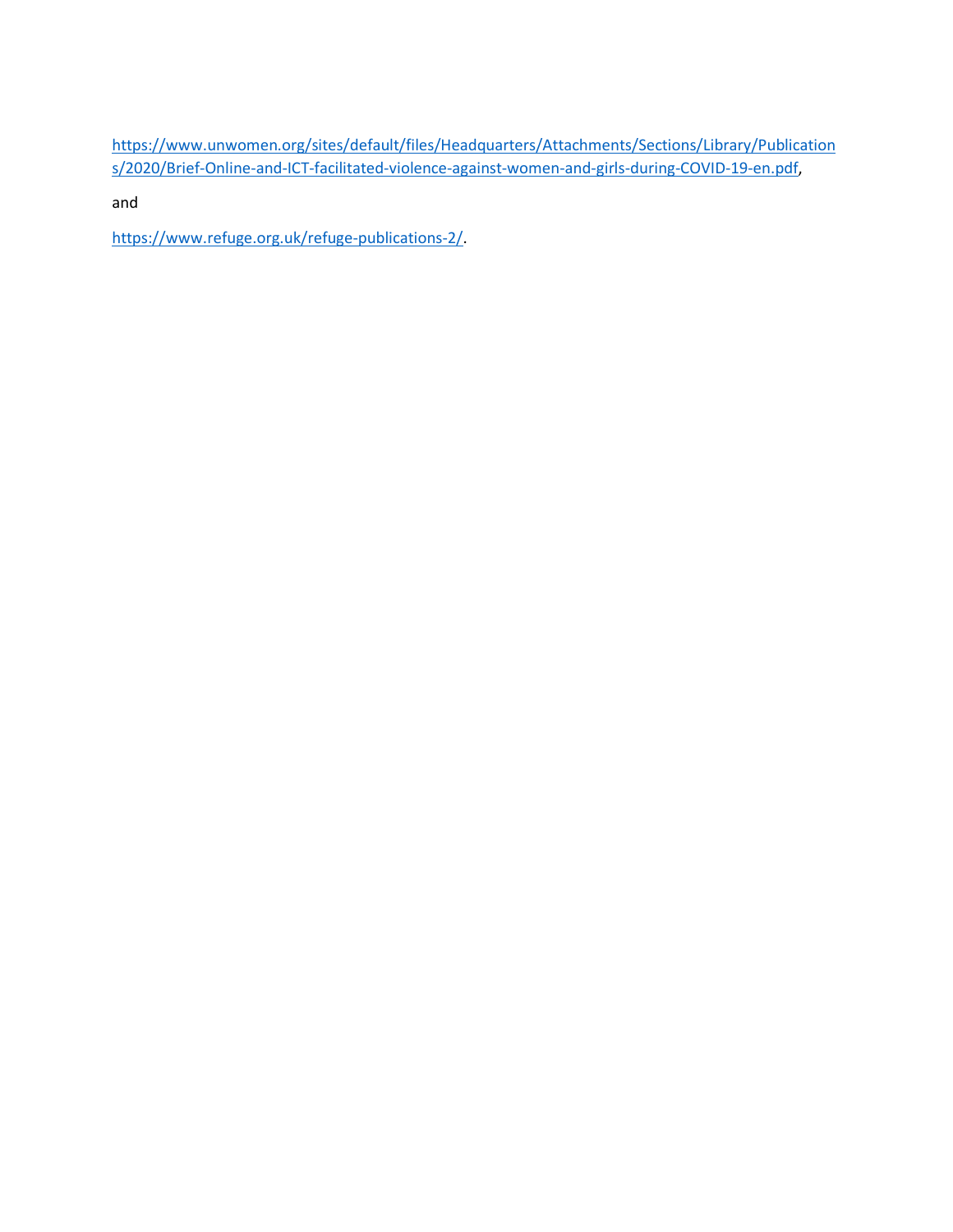https://www.unwomen.org/sites/default/files/Headquarters/Attachments/Sections/Library/Publications/2020/Brief-Online-and-ICT-facilitated-violence-against-women-and-girls-during-COVID-19-en.pdf,

and

https://www.refuge.org.uk/refuge-publications-2/.